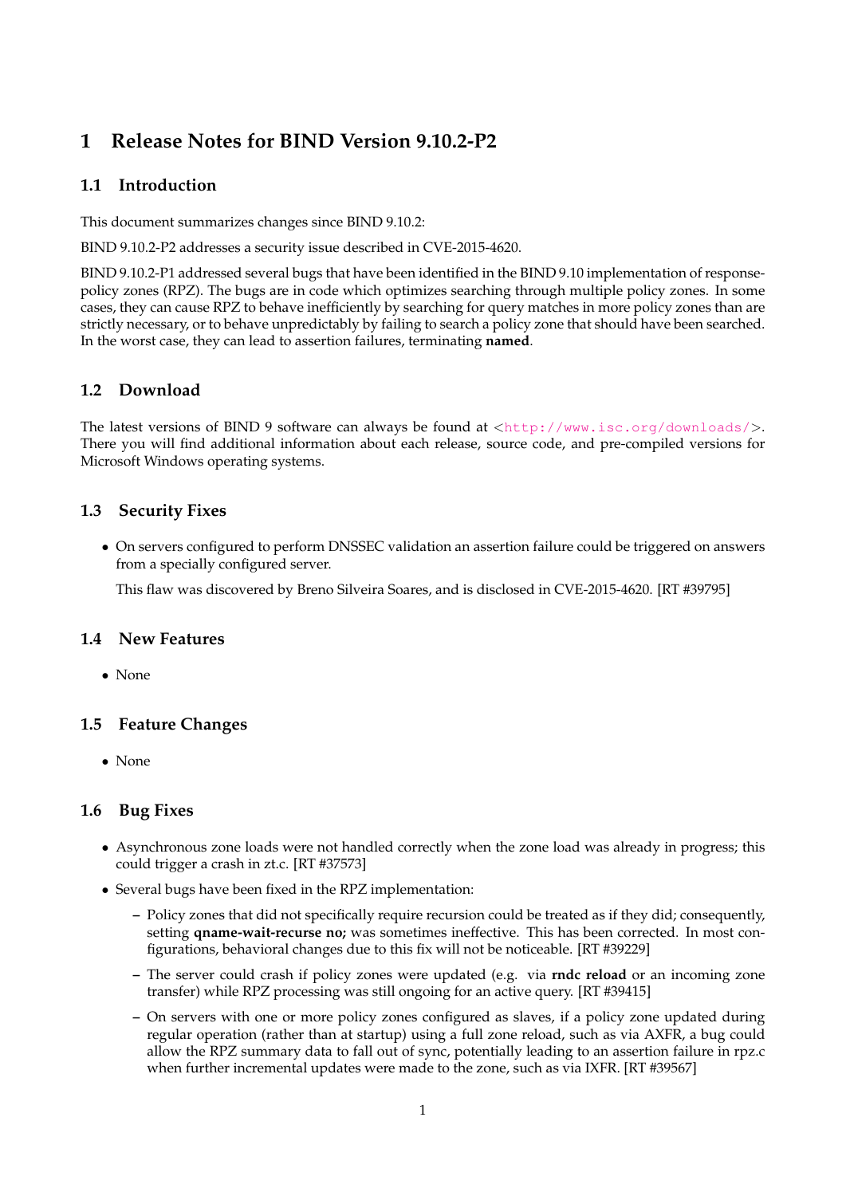# 1 Release Notes for BIND Version 9.10.2-P2

## 1.1 Introduction

This document summarizes changes since BIND 9.10.2:

BIND 9.10.2-P2 addresses a security issue described in CVE-2015-4620.

BIND 9.10.2-P1 addressed several bugs that have been identified in the BIND 9.10 implementation of response-policy zones (RPZ). The bugs are in code which optimizes searching through multiple policy zones. In some cases, they can cause RPZ to behave inefficiently by searching for query matches in more policy zones than are strictly necessary, or to behave unpredictably by failing to search a policy zone that should have been searched. In the worst case, they can lead to assertion failures, terminating **named**.

## 1.2 Download

The latest versions of BIND 9 software can always be found at <http://www.isc.org/downloads/>. There you will find additional information about each release, source code, and pre-compiled versions for Microsoft Windows operating systems.

## 1.3 Security Fixes

- On servers configured to perform DNSSEC validation an assertion failure could be triggered on answers from a specially configured server.

  This flaw was discovered by Breno Silveira Soares, and is disclosed in CVE-2015-4620. [RT #39795]

## 1.4 New Features

- None

## 1.5 Feature Changes

- None

## 1.6 Bug Fixes

- Asynchronous zone loads were not handled correctly when the zone load was already in progress; this could trigger a crash in zt.c. [RT #37573]
- Several bugs have been fixed in the RPZ implementation:
  - Policy zones that did not specifically require recursion could be treated as if they did; consequently, setting **qname-wait-recurse no;** was sometimes ineffective. This has been corrected. In most configurations, behavioral changes due to this fix will not be noticeable. [RT #39229]
  - The server could crash if policy zones were updated (e.g. via **rndc reload** or an incoming zone transfer) while RPZ processing was still ongoing for an active query. [RT #39415]
  - On servers with one or more policy zones configured as slaves, if a policy zone updated during regular operation (rather than at startup) using a full zone reload, such as via AXFR, a bug could allow the RPZ summary data to fall out of sync, potentially leading to an assertion failure in rpz.c when further incremental updates were made to the zone, such as via IXFR. [RT #39567]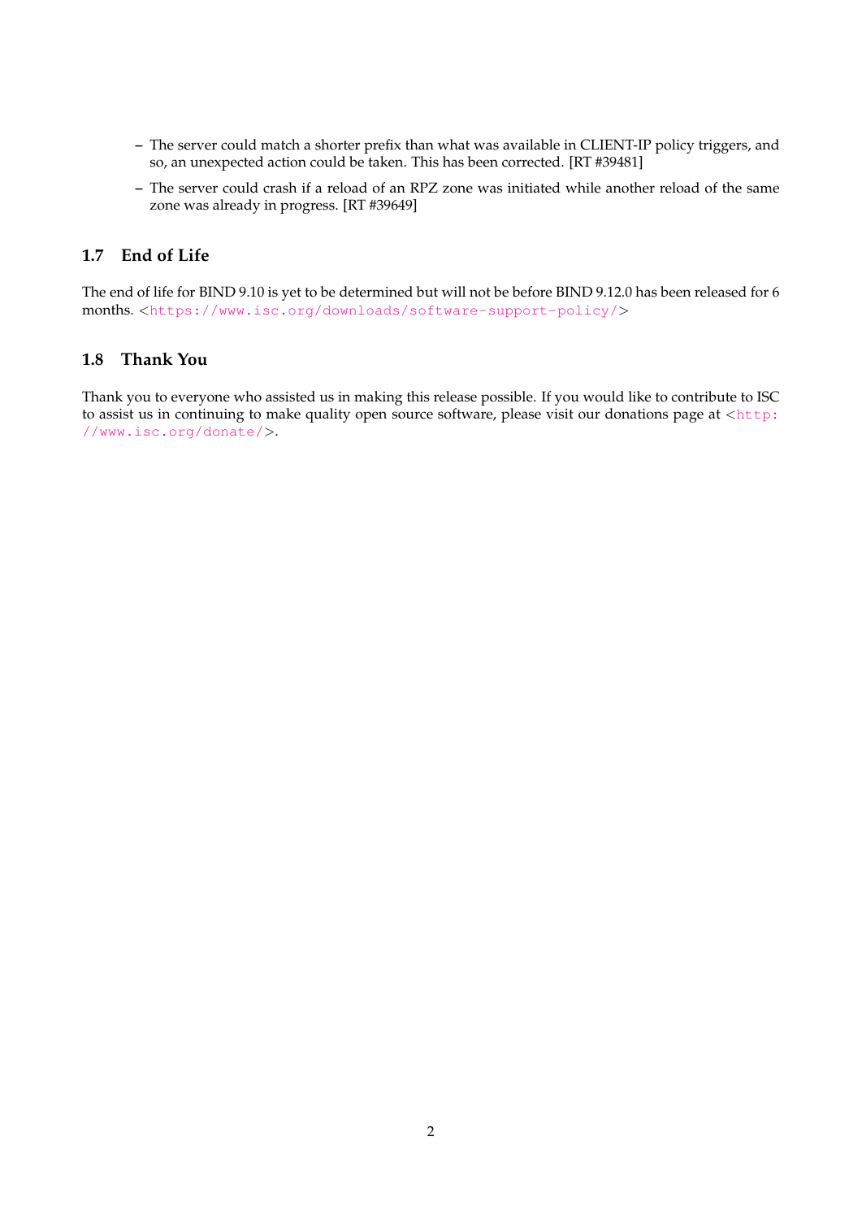- The server could match a shorter prefix than what was available in CLIENT-IP policy triggers, and so, an unexpected action could be taken. This has been corrected. [RT #39481]
  - The server could crash if a reload of an RPZ zone was initiated while another reload of the same zone was already in progress. [RT #39649]

## 1.7 End of Life

The end of life for BIND 9.10 is yet to be determined but will not be before BIND 9.12.0 has been released for 6 months. <https://www.isc.org/downloads/software-support-policy/>

## 1.8 Thank You

Thank you to everyone who assisted us in making this release possible. If you would like to contribute to ISC to assist us in continuing to make quality open source software, please visit our donations page at <http://www.isc.org/donate/>.